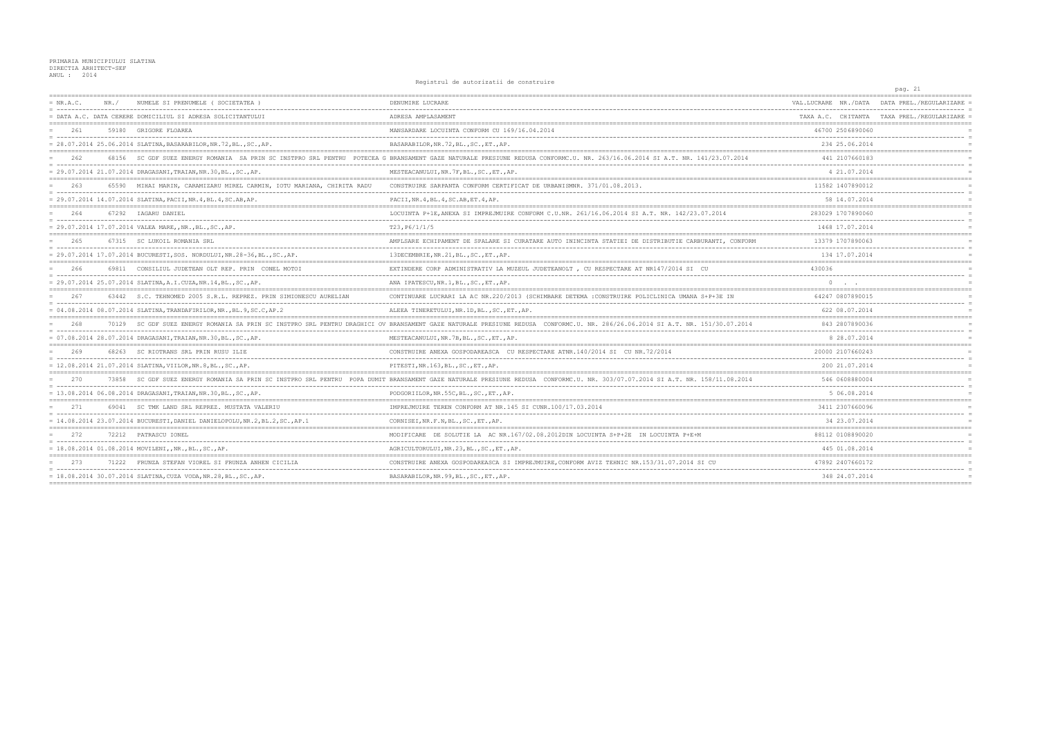PRIMARIA MUNICIPIULUI SLATINA
DIRECTIA ARHITECT-SEF
ANUL : 2014

Registrul de autorizatii de construire

| NR.A.C. | NR./ | NUMELE SI PRENUMELE ( SOCIETATEA ) | DENUMIRE LUCRARE | VAL.LUCRARE NR./DATA | DATA PREL./REGULARIZARE |
|---|---|---|---|---|---|
| DATA A.C. DATA CERERE DOMICILIUL SI ADRESA SOLICITANTULUI | | | ADRESA AMPLASAMENT | TAXA A.C. CHITANTA | TAXA PREL./REGULARIZARE |
| 261 | 59180 | GRIGORE FLOAREA | MANSARDARE LOCUINTA CONFORM CU 169/16.04.2014 | 46700 2506890060 | |
| 28.07.2014 25.06.2014 SLATINA,BASARABILOR,NR.72,BL.,SC.,AP. | | | BASARABILOR,NR.72,BL.,SC.,ET.,AP. | 234 25.06.2014 | |
| 262 | 68156 | SC GDF SUEZ ENERGY ROMANIA SA PRIN SC INSTPRO SRL PENTRU POTECEA G | BRANSAMENT GAZE NATURALE PRESIUNE REDUSA CONFORMC.U. NR. 263/16.06.2014 SI A.T. NR. 141/23.07.2014 | 441 2107660183 | |
| 29.07.2014 21.07.2014 DRAGASANI,TRAIAN,NR.30,BL.,SC.,AP. | | | MESTEACANULUI,NR.7F,BL.,SC.,ET.,AP. | 4 21.07.2014 | |
| 263 | 65590 | MIHAI MARIN, CARAMIZARU MIREL CARMIN, IOTU MARIANA, CHIRITA RADU | CONSTRUIRE SARPANTA CONFORM CERTIFICAT DE URBANISMNR. 371/01.08.2013. | 11582 1407890012 | |
| 29.07.2014 14.07.2014 SLATINA,PACII,NR.4,BL.4,SC.AB,AP. | | | PACII,NR.4,BL.4,SC.AB,ET.4,AP. | 58 14.07.2014 | |
| 264 | 67292 | IAGARU DANIEL | LOCUINTA P+1E,ANEXA SI IMPREJMUIRE CONFORM C.U.NR. 261/16.06.2014 SI A.T. NR. 142/23.07.2014 | 283029 1707890060 | |
| 29.07.2014 17.07.2014 VALEA MARE,,NR.,BL.,SC.,AP. | | | T23,P6/1/1/5 | 1468 17.07.2014 | |
| 265 | 67315 | SC LUKOIL ROMANIA SRL | AMPLSARE ECHIPAMENT DE SPALARE SI CURATARE AUTO ININCINTA STATIEI DE DISTRIBUTIE CARBURANTI, CONFORM | 13379 1707890063 | |
| 29.07.2014 17.07.2014 BUCURESTI,SOS. NORDULUI,NR.28-36,BL.,SC.,AP. | | | 13DECEMBRIE,NR.21,BL.,SC.,ET.,AP. | 134 17.07.2014 | |
| 266 | 69811 | CONSILIUL JUDETEAN OLT REP. PRIN CONEL MOTOI | EXTINDERE CORP ADMINISTRATIV LA MUZEUL JUDETEANOLT , CU RESPECTARE AT NR147/2014 SI CU | 430036 | |
| 29.07.2014 25.07.2014 SLATINA,A.I.CUZA,NR.14,BL.,SC.,AP. | | | ANA IPATESCU,NR.1,BL.,SC.,ET.,AP. | 0 . . | |
| 267 | 63442 | S.C. TEHNOMED 2005 S.R.L. REPREZ. PRIN SIMIONESCU AURELIAN | CONTINUARE LUCRARI LA AC NR.220/2013 (SCHIMBARE DETEMA :CONSTRUIRE POLICLINICA UMANA S+P+3E IN | 64247 0807890015 | |
| 04.08.2014 08.07.2014 SLATINA,TRANDAFIRILOR,NR.,BL.9,SC.C,AP.2 | | | ALEEA TINERETULUI,NR.1D,BL.,SC.,ET.,AP. | 622 08.07.2014 | |
| 268 | 70129 | SC GDF SUEZ ENERGY ROMANIA SA PRIN SC INSTPRO SRL PENTRU DRAGHICI OV | BRANSAMENT GAZE NATURALE PRESIUNE REDUSA CONFORMC.U. NR. 286/26.06.2014 SI A.T. NR. 151/30.07.2014 | 843 2807890036 | |
| 07.08.2014 28.07.2014 DRAGASANI,TRAIAN,NR.30,BL.,SC.,AP. | | | MESTEACANULUI,NR.7B,BL.,SC.,ET.,AP. | 8 28.07.2014 | |
| 269 | 68263 | SC RIOTRANS SRL PRIN RUSU ILIE | CONSTRUIRE ANEXA GOSPODAREASCA CU RESPECTARE ATNR.140/2014 SI CU NR.72/2014 | 20000 2107660243 | |
| 12.08.2014 21.07.2014 SLATINA,VIILOR,NR.8,BL.,SC.,AP. | | | PITESTI,NR.163,BL.,SC.,ET.,AP. | 200 21.07.2014 | |
| 270 | 73858 | SC GDF SUEZ ENERGY ROMANIA SA PRIN SC INSTPRO SRL PENTRU POPA DUMIT | BRANSAMENT GAZE NATURALE PRESIUNE REDUSA CONFORMC.U. NR. 303/07.07.2014 SI A.T. NR. 158/11.08.2014 | 546 0608880004 | |
| 13.08.2014 06.08.2014 DRAGASANI,TRAIAN,NR.30,BL.,SC.,AP. | | | PODGORIILOR,NR.55C,BL.,SC.,ET.,AP. | 5 06.08.2014 | |
| 271 | 69041 | SC TMK LAND SRL REPREZ. MUSTATA VALERIU | IMPREJMUIRE TEREN CONFORM AT NR.145 SI CUNR.100/17.03.2014 | 3411 2307660096 | |
| 14.08.2014 23.07.2014 BUCURESTI,DANIEL DANIELOPOLU,NR.2,BL.2,SC.,AP.1 | | | CORNISEI,NR.F.N,BL.,SC.,ET.,AP. | 34 23.07.2014 | |
| 272 | 72212 | PATRASCU IONEL | MODIFICARE DE SOLUTIE LA AC NR.167/02.08.2012DIN LOCUINTA S+P+2E IN LOCUINTA P+E+M | 88112 0108890020 | |
| 18.08.2014 01.08.2014 MOVILENI,,NR.,BL.,SC.,AP. | | | AGRICULTORULUI,NR.23,BL.,SC.,ET.,AP. | 445 01.08.2014 | |
| 273 | 71222 | FRUNZA STEFAN VIOREL SI FRUNZA ANHEN CICILIA | CONSTRUIRE ANEXA GOSPODAREASCA SI IMPREJMUIRE,CONFORM AVIZ TEHNIC NR.153/31.07.2014 SI CU | 47892 2407660172 | |
| 18.08.2014 30.07.2014 SLATINA,CUZA VODA,NR.28,BL.,SC.,AP. | | | BASARABILOR,NR.99,BL.,SC.,ET.,AP. | 348 24.07.2014 | |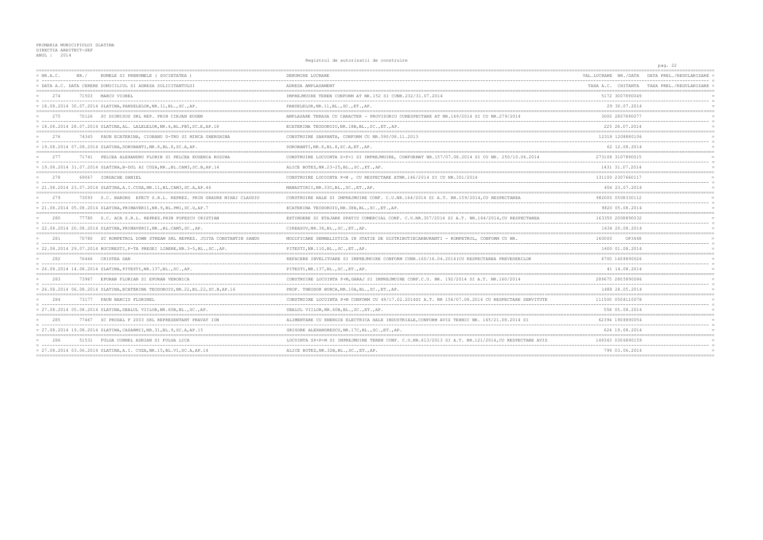PRIMARIA MUNICIPIULUI SLATINA
DIRECTIA ARHITECT-SEF
ANUL : 2014

Registrul de autorizatii de construire

| NR.A.C. | NR./ | NUMELE SI PRENUMELE ( SOCIETATEA ) | DENUMIRE LUCRARE | VAL.LUCRARE NR./DATA | DATA PREL./REGULARIZARE |
|---|---|---|---|---|---|
| DATA A.C. | DATA CERERE | DOMICILIUL SI ADRESA SOLICITANTULUI | ADRESA AMPLASAMENT | TAXA A.C. CHITANTA | TAXA PREL./REGULARIZARE |
| 274 | 71503 | MARCU VIOREL | IMPREJMUIRE TEREN CONFORM AT NR.152 SI CUNR.232/31.07.2014 | 5172 3007890049 | |
| 18.08.2014 | 30.07.2014 | SLATINA,PANSELELOR,NR.11,BL.,SC.,AP. | PANSELELOR,NR.11,BL.,SC.,ET.,AP. | 29 30.07.2014 | |
| 275 | 70126 | SC DIONISOS SRL REP. PRIN CIRJAN EUGEN | AMPLASARE TERASA CU CARACTER - PROVIZORIU CURESPECTARE AT NR.149/2014 SI CU NR.279/2014 | 3000 2807890077 | |
| 18.08.2014 | 28.07.2014 | SLATINA,AL. LALELELOR,NR.4,BL.FB5,SC.E,AP.18 | ECATERINA TEODOROIU,NR.18B,BL.,SC.,ET.,AP. | 225 28.07.2014 | |
| 276 | 74345 | PAUN ECATERINA, CIOBANU D-TRU SI MINCA GHERGHINA | CONSTRUIRE SARPANTA, CONFORM CU NR.590/08.11.2013 | 12318 1208880106 | |
| 19.08.2014 | 07.08.2014 | SLATINA,DOROBANTI,NR.8,BL.8,SC.A,AP. | DOROBANTI,NR.8,BL.8,SC.A,ET.,AP. | 62 12.08.2014 | |
| 277 | 71741 | PELCEA ALEXANDRU FLORIN SI PELCEA EUGENIA ROSINA | CONSTRUIRE LOCUINTA S+P+1 SI IMPREJMUIRE, CONFORMAT NR.157/07.08.2014 SI CU NR. 250/10.06.2014 | 273108 3107890015 | |
| 19.08.2014 | 31.07.2014 | SLATINA,B-DUL AI CUZA,NR.,BL.CAM3,SC.B,AP.14 | ALICE BOTEZ,NR.23-25,BL.,SC.,ET.,AP. | 1431 31.07.2014 | |
| 278 | 69067 | IORDACHE DANIEL | CONSTRUIRE LOCUINTA P+M , CU RESPECTARE ATNR.146/2014 SI CU NR.301/2014 | 131100 2307660117 | |
| 21.08.2014 | 23.07.2014 | SLATINA,A.I.CUZA,NR.11,BL.CAM3,SC.A,AP.46 | MANASTIRII,NR.33C,BL.,SC.,ET.,AP. | 656 23.07.2014 | |
| 279 | 73093 | S.C. BARONS EFECT S.R.L. REPREZ. PRIN GRAURE MIHAI CLAUDIU | CONSTRUIRE HALE SI IMPREJMUIRE CONF. C.U.NR.164/2014 SI A.T. NR.159/2014,CU RESPECTAREA | 982000 0508330112 | |
| 21.08.2014 | 05.08.2014 | SLATINA,PRIMAVERII,NR.9,BL.PM1,SC.D,AP.7 | ECATERINA TEODOROIU,NR.38B,BL.,SC.,ET.,AP. | 9820 05.08.2014 | |
| 280 | 77780 | S.C. ACA S.R.L. REPREZ.PRIN POPESCU CRISTIAN | EXTINDERE SI ETAJARE SPATIU COMERCIAL CONF. C.U.NR.307/2014 SI A.T. NR.164/2014,CU RESPECTAREA | 163350 2008890032 | |
| 22.08.2014 | 20.08.2014 | SLATINA,PRIMAVERII,NR.,BL.CAM5,SC.,AP. | CIREASOV,NR.38,BL.,SC.,ET.,AP. | 1634 20.08.2014 | |
| 281 | 70780 | SC ROMPETROL DOWN STREAM SRL REPREZ. JOITA CONSTANTIN SANDU | MODIFICARE SEMNALISTICA IN STATIE DE DISTRIBUTIECARBURANTI - ROMPETROL, CONFORM CU NR. | 160000 OP3448 | |
| 22.08.2014 | 29.07.2014 | BUCURESTI,P-TA PRESEI LIBERE,NR.3-5,BL.,SC.,AP. | PITESTI,NR.110,BL.,SC.,ET.,AP. | 1600 01.08.2014 | |
| 282 | 76466 | CRISTEA DAN | REFACERE INVELITOARE SI IMPREJMUIRE CONFORM CUNR.160/16.04.2014(CU RESPECTAREA PREVEDERILOR | 4700 1408890026 | |
| 26.08.2014 | 14.08.2014 | SLATINA,PITESTI,NR.137,BL.,SC.,AP. | PITESTI,NR.137,BL.,SC.,ET.,AP. | 41 14.08.2014 | |
| 283 | 73967 | EPURAN FLORIAN SI EPURAN VERONICA | CONSTRUIRE LOCUINTA P+M,GARAJ SI IMPREJMUIRE CONF.C.U. NR. 192/2014 SI A.T. NR.160/2014 | 289675 2805890086 | |
| 26.08.2014 | 06.08.2014 | SLATINA,ECATERINA TEODOROIU,NR.22,BL.22,SC.B,AP.16 | PROF. THEODOR BURCA,NR.10A,BL.,SC.,ET.,AP. | 1488 28.05.2014 | |
| 284 | 73177 | PAUN NARCIS FLORINEL | CONSTRUIRE LOCUINTA P+M CONFORM CU 49/17.02.2014SI A.T. NR 156/07.08.2014 CU RESPECTARE SERVITUTE | 111500 0508110078 | |
| 27.08.2014 | 05.08.2014 | SLATINA,DEALUL VIILOR,NR.60B,BL.,SC.,AP. | DEALUL VIILOR,NR.60B,BL.,SC.,ET.,AP. | 558 05.08.2014 | |
| 285 | 77467 | SC PRODAL P 2003 SRL REPREZENTANT PRAVAT ION | ALIMENTARE CU ENERGIE ELECTRICA HALE INDUSTRIALE,CONFORM AVIZ TEHNIC NR. 165/21.08.2014 SI | 62394 1908890054 | |
| 27.08.2014 | 19.08.2014 | SLATINA,CAZARMII,NR.31,BL.9,SC.A,AP.13 | GRIGORE ALEXANDRESCU,NR.17C,BL.,SC.,ET.,AP. | 624 19.08.2014 | |
| 286 | 51531 | FULGA CORNEL ADRIAN SI FULGA LICA | LOCUINTA SP+P+M SI IMPREJMUIRE TEREN CONF. C.U.NR.613/2013 SI A.T. NR.121/2014,CU RESPECTARE AVIZ | 149343 0306890159 | |
| 27.08.2014 | 03.06.2014 | SLATINA,A.I. CUZA,NR.15,BL.V1,SC.A,AP.14 | ALICE BOTEZ,NR.32B,BL.,SC.,ET.,AP. | 799 03.06.2014 | |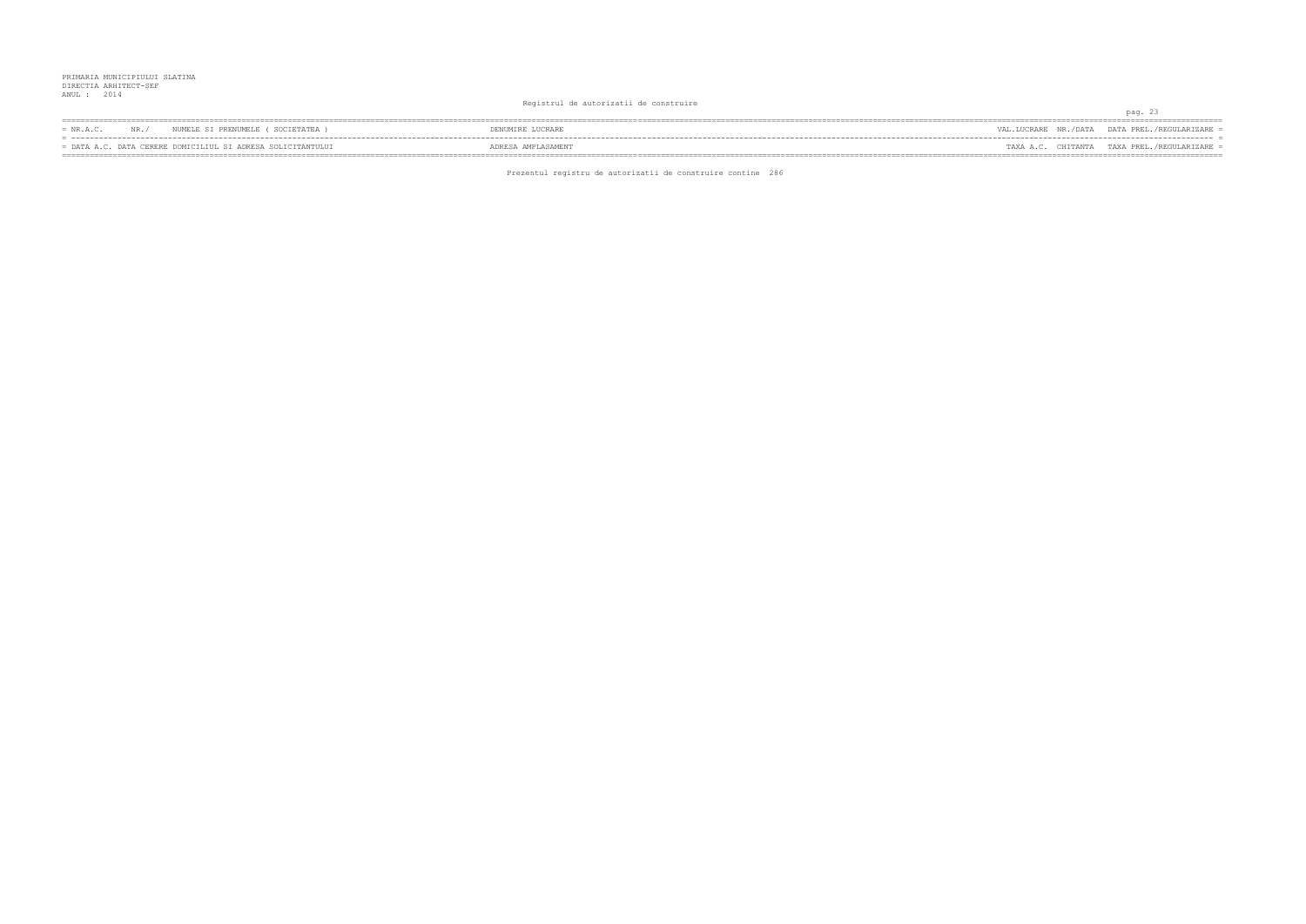PRIMARIA MUNICIPIULUI SLATINA
DIRECTIA ARHITECT-SEF
ANUL : 2014

Registrul de autorizatii de construire

| NR.A.C. | NR./ | NUMELE SI PRENUMELE ( SOCIETATEA ) | DENUMIRE LUCRARE | VAL.LUCRARE | NR./DATA | DATA PREL./REGULARIZARE |
|---|---|---|---|---|---|---|
| DATA A.C. | DATA CERERE | DOMICILIUL SI ADRESA SOLICITANTULUI | ADRESA AMPLASAMENT | TAXA A.C. | CHITANTA | TAXA PREL./REGULARIZARE |

Prezentul registru de autorizatii de construire contine 286